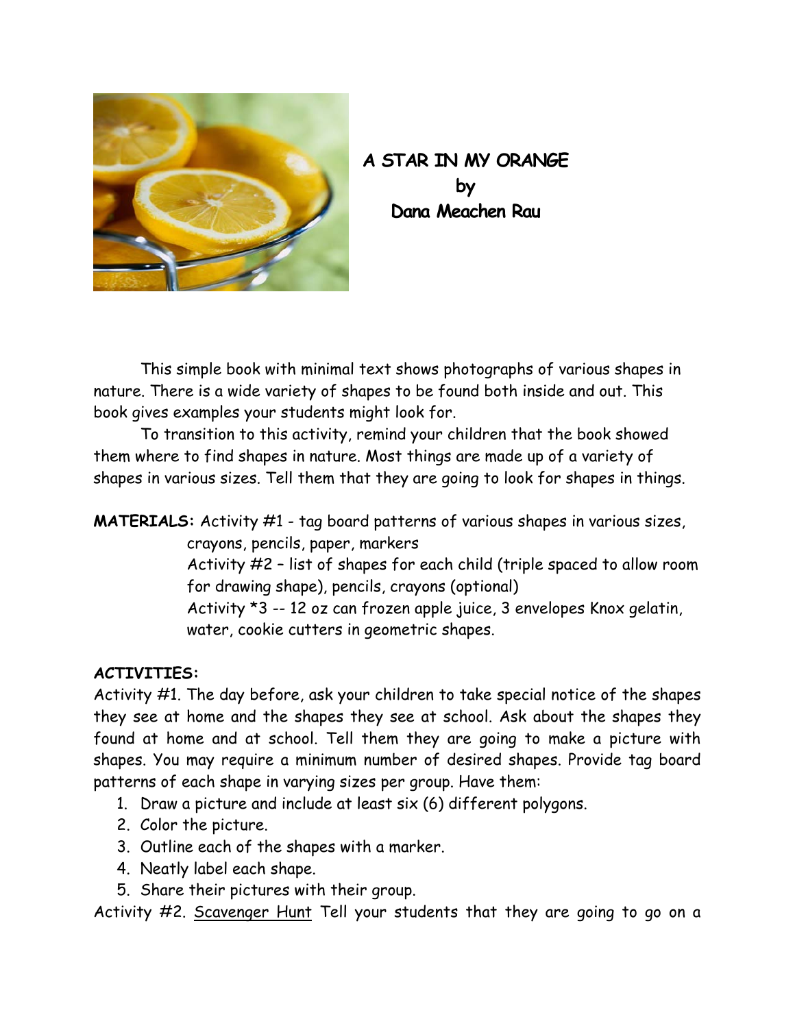# A STAR IN MY ORANGE
**by**
**Dana Meachen Rau**

This simple book with minimal text shows photographs of various shapes in nature. There is a wide variety of shapes to be found both inside and out. This book gives examples your students might look for.

To transition to this activity, remind your children that the book showed them where to find shapes in nature. Most things are made up of a variety of shapes in various sizes. Tell them that they are going to look for shapes in things.

**MATERIALS:** Activity #1 - tag board patterns of various shapes in various sizes, crayons, pencils, paper, markers
Activity #2 – list of shapes for each child (triple spaced to allow room for drawing shape), pencils, crayons (optional)
Activity *3 -- 12 oz can frozen apple juice, 3 envelopes Knox gelatin, water, cookie cutters in geometric shapes.

**ACTIVITIES:**

Activity #1. The day before, ask your children to take special notice of the shapes they see at home and the shapes they see at school. Ask about the shapes they found at home and at school. Tell them they are going to make a picture with shapes. You may require a minimum number of desired shapes. Provide tag board patterns of each shape in varying sizes per group. Have them:

1. Draw a picture and include at least six (6) different polygons.
2. Color the picture.
3. Outline each of the shapes with a marker.
4. Neatly label each shape.
5. Share their pictures with their group.

Activity #2. <u>Scavenger Hunt</u> Tell your students that they are going to go on a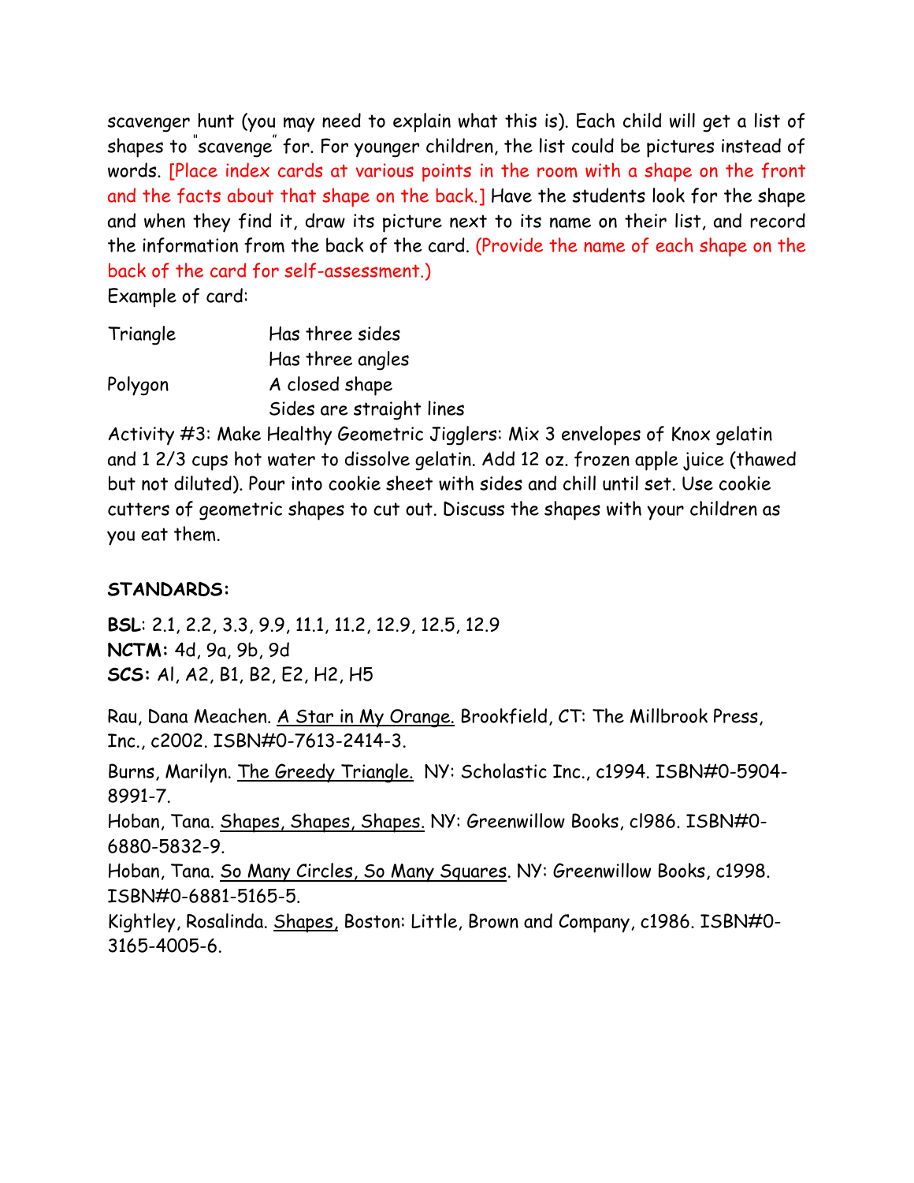scavenger hunt (you may need to explain what this is). Each child will get a list of shapes to "scavenge" for. For younger children, the list could be pictures instead of words. [Place index cards at various points in the room with a shape on the front and the facts about that shape on the back.] Have the students look for the shape and when they find it, draw its picture next to its name on their list, and record the information from the back of the card. (Provide the name of each shape on the back of the card for self-assessment.)

Example of card:

| | |
|---|---|
| Triangle | Has three sides |
| | Has three angles |
| Polygon | A closed shape |
| | Sides are straight lines |

Activity #3: Make Healthy Geometric Jigglers: Mix 3 envelopes of Knox gelatin and 1 2/3 cups hot water to dissolve gelatin. Add 12 oz. frozen apple juice (thawed but not diluted). Pour into cookie sheet with sides and chill until set. Use cookie cutters of geometric shapes to cut out. Discuss the shapes with your children as you eat them.

**STANDARDS:**

**BSL**: 2.1, 2.2, 3.3, 9.9, 11.1, 11.2, 12.9, 12.5, 12.9
**NCTM:** 4d, 9a, 9b, 9d
**SCS:** Al, A2, B1, B2, E2, H2, H5

Rau, Dana Meachen. A Star in My Orange. Brookfield, CT: The Millbrook Press, Inc., c2002. ISBN#0-7613-2414-3.

Burns, Marilyn. The Greedy Triangle. NY: Scholastic Inc., c1994. ISBN#0-5904-8991-7.

Hoban, Tana. Shapes, Shapes, Shapes. NY: Greenwillow Books, cl986. ISBN#0-6880-5832-9.

Hoban, Tana. So Many Circles, So Many Squares. NY: Greenwillow Books, c1998. ISBN#0-6881-5165-5.

Kightley, Rosalinda. Shapes, Boston: Little, Brown and Company, c1986. ISBN#0-3165-4005-6.